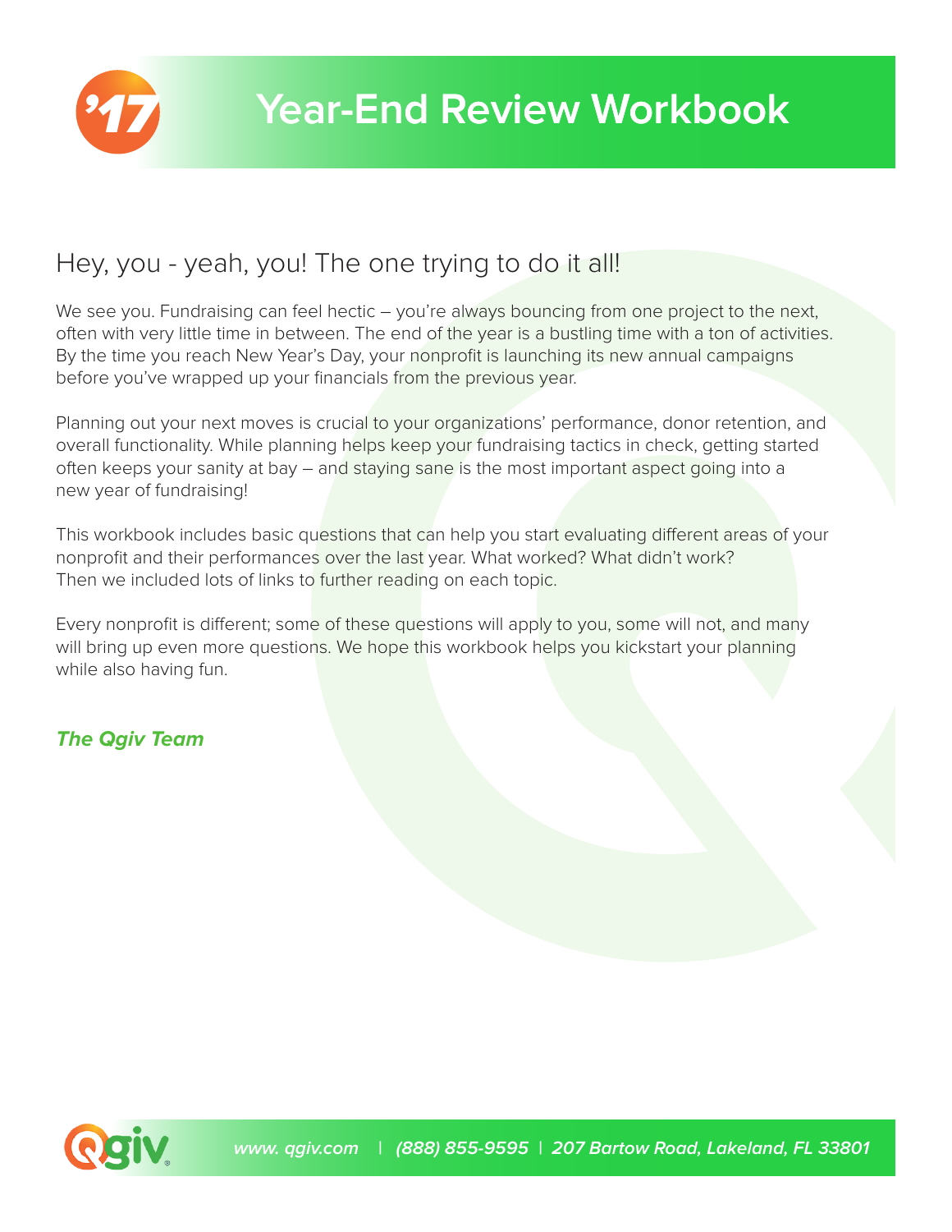# Year-End Review Workbook

## Hey, you - yeah, you! The one trying to do it all!

We see you. Fundraising can feel hectic – you're always bouncing from one project to the next, often with very little time in between. The end of the year is a bustling time with a ton of activities. By the time you reach New Year's Day, your nonprofit is launching its new annual campaigns before you've wrapped up your financials from the previous year.

Planning out your next moves is crucial to your organizations' performance, donor retention, and overall functionality. While planning helps keep your fundraising tactics in check, getting started often keeps your sanity at bay – and staying sane is the most important aspect going into a new year of fundraising!

This workbook includes basic questions that can help you start evaluating different areas of your nonprofit and their performances over the last year. What worked? What didn't work? Then we included lots of links to further reading on each topic.

Every nonprofit is different; some of these questions will apply to you, some will not, and many will bring up even more questions. We hope this workbook helps you kickstart your planning while also having fun.

***The Qgiv Team***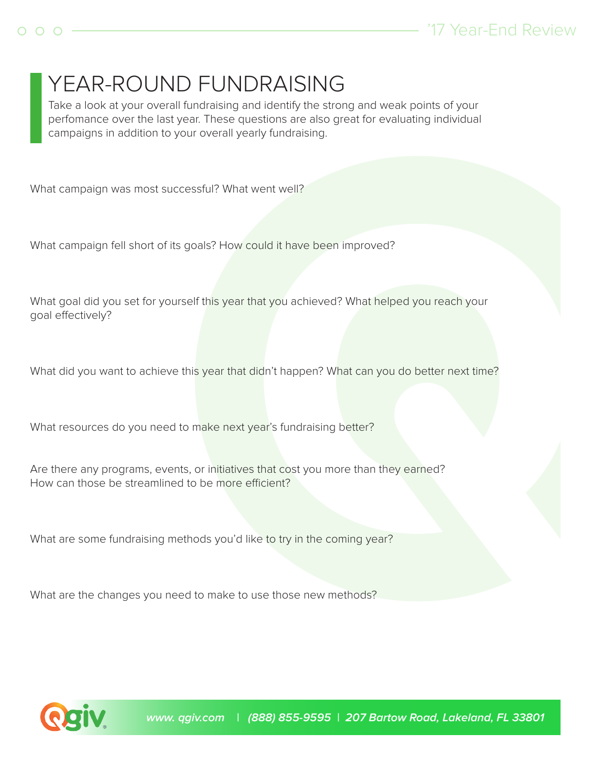# YEAR-ROUND FUNDRAISING

Take a look at your overall fundraising and identify the strong and weak points of your perfomance over the last year. These questions are also great for evaluating individual campaigns in addition to your overall yearly fundraising.

What campaign was most successful? What went well?

What campaign fell short of its goals? How could it have been improved?

What goal did you set for yourself this year that you achieved? What helped you reach your goal effectively?

What did you want to achieve this year that didn't happen? What can you do better next time?

What resources do you need to make next year's fundraising better?

Are there any programs, events, or initiatives that cost you more than they earned? How can those be streamlined to be more efficient?

What are some fundraising methods you'd like to try in the coming year?

What are the changes you need to make to use those new methods?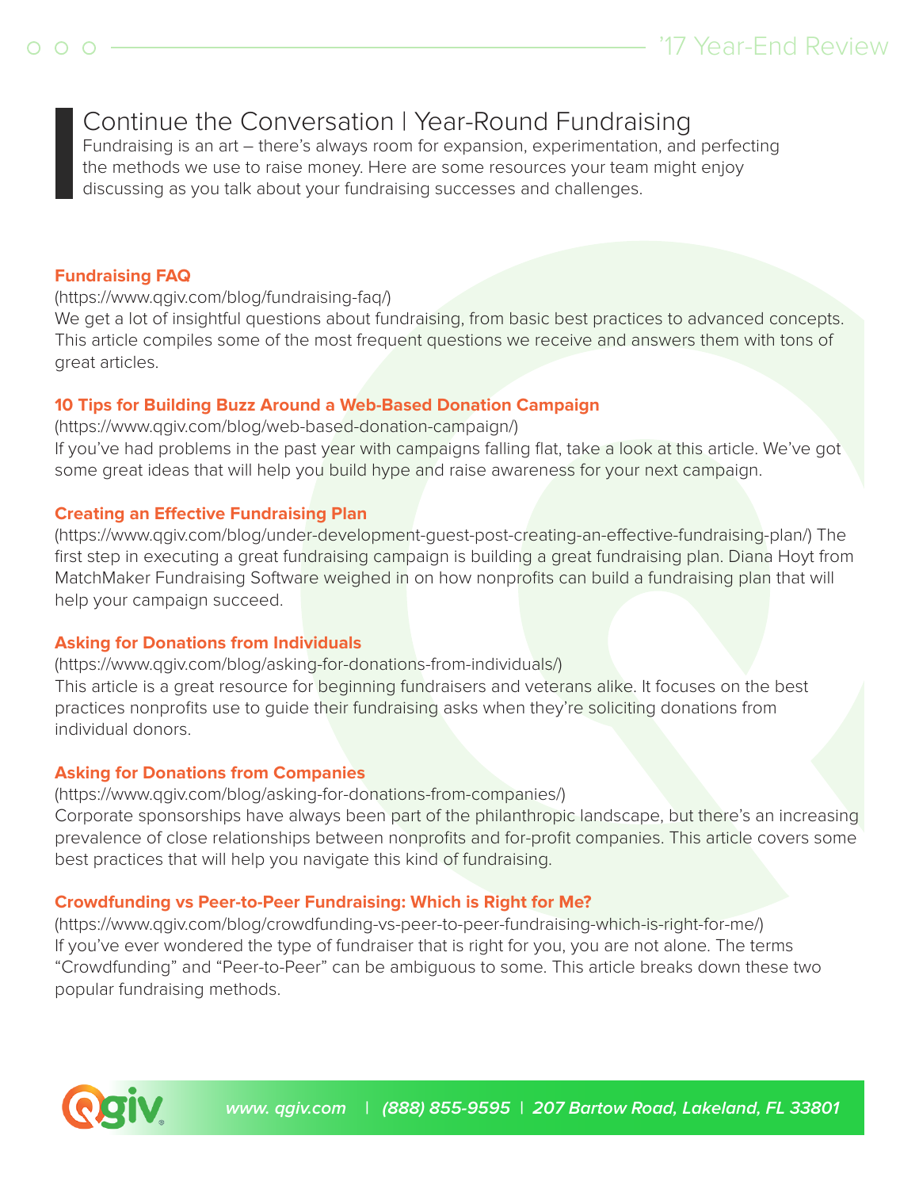## Continue the Conversation | Year-Round Fundraising

Fundraising is an art – there's always room for expansion, experimentation, and perfecting the methods we use to raise money. Here are some resources your team might enjoy discussing as you talk about your fundraising successes and challenges.

**Fundraising FAQ**
(https://www.qgiv.com/blog/fundraising-faq/)
We get a lot of insightful questions about fundraising, from basic best practices to advanced concepts. This article compiles some of the most frequent questions we receive and answers them with tons of great articles.

**10 Tips for Building Buzz Around a Web-Based Donation Campaign**
(https://www.qgiv.com/blog/web-based-donation-campaign/)
If you've had problems in the past year with campaigns falling flat, take a look at this article. We've got some great ideas that will help you build hype and raise awareness for your next campaign.

**Creating an Effective Fundraising Plan**
(https://www.qgiv.com/blog/under-development-guest-post-creating-an-effective-fundraising-plan/) The first step in executing a great fundraising campaign is building a great fundraising plan. Diana Hoyt from MatchMaker Fundraising Software weighed in on how nonprofits can build a fundraising plan that will help your campaign succeed.

**Asking for Donations from Individuals**
(https://www.qgiv.com/blog/asking-for-donations-from-individuals/)
This article is a great resource for beginning fundraisers and veterans alike. It focuses on the best practices nonprofits use to guide their fundraising asks when they're soliciting donations from individual donors.

**Asking for Donations from Companies**
(https://www.qgiv.com/blog/asking-for-donations-from-companies/)
Corporate sponsorships have always been part of the philanthropic landscape, but there's an increasing prevalence of close relationships between nonprofits and for-profit companies. This article covers some best practices that will help you navigate this kind of fundraising.

**Crowdfunding vs Peer-to-Peer Fundraising: Which is Right for Me?**
(https://www.qgiv.com/blog/crowdfunding-vs-peer-to-peer-fundraising-which-is-right-for-me/)
If you've ever wondered the type of fundraiser that is right for you, you are not alone. The terms "Crowdfunding" and "Peer-to-Peer" can be ambiguous to some. This article breaks down these two popular fundraising methods.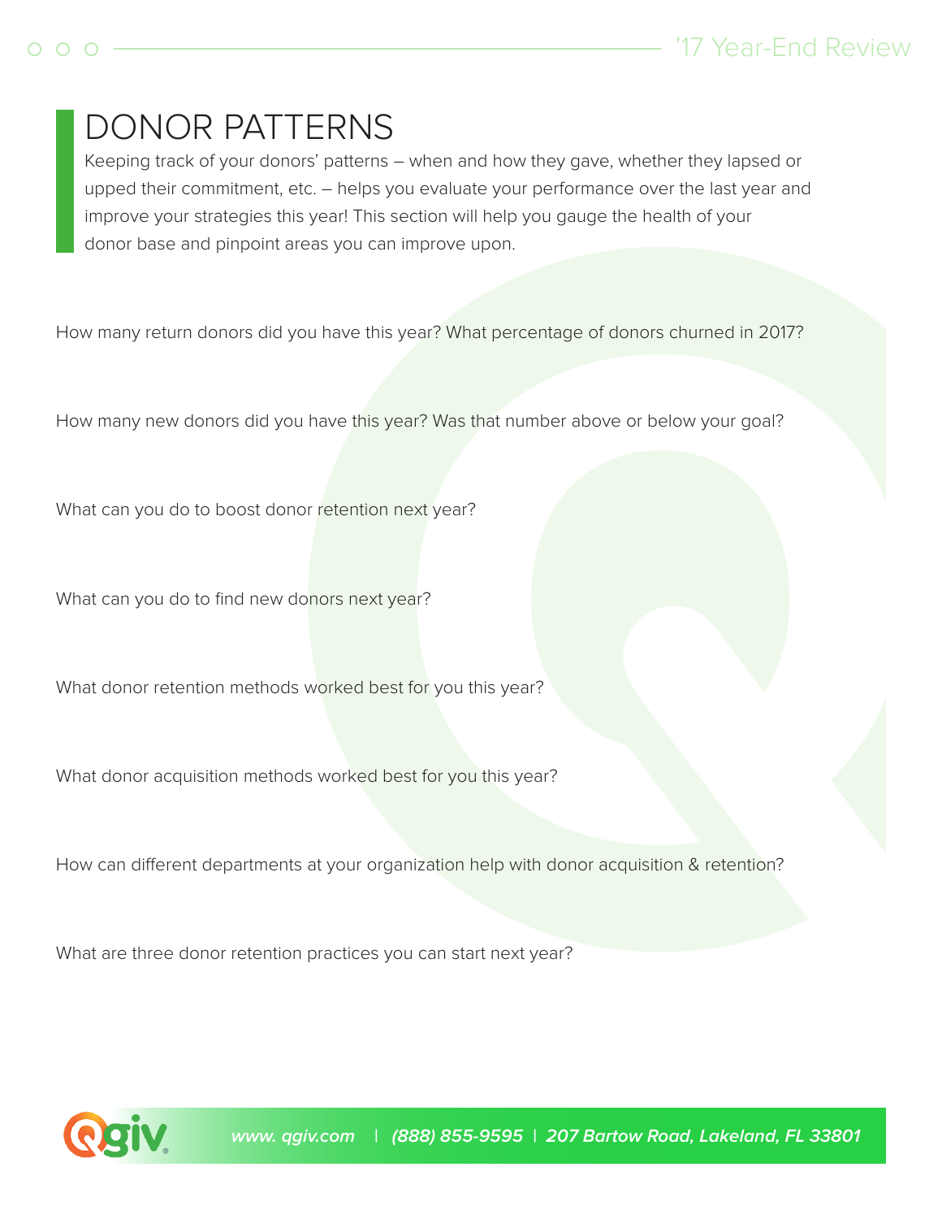# DONOR PATTERNS

Keeping track of your donors' patterns – when and how they gave, whether they lapsed or upped their commitment, etc. – helps you evaluate your performance over the last year and improve your strategies this year! This section will help you gauge the health of your donor base and pinpoint areas you can improve upon.

How many return donors did you have this year? What percentage of donors churned in 2017?

How many new donors did you have this year? Was that number above or below your goal?

What can you do to boost donor retention next year?

What can you do to find new donors next year?

What donor retention methods worked best for you this year?

What donor acquisition methods worked best for you this year?

How can different departments at your organization help with donor acquisition & retention?

What are three donor retention practices you can start next year?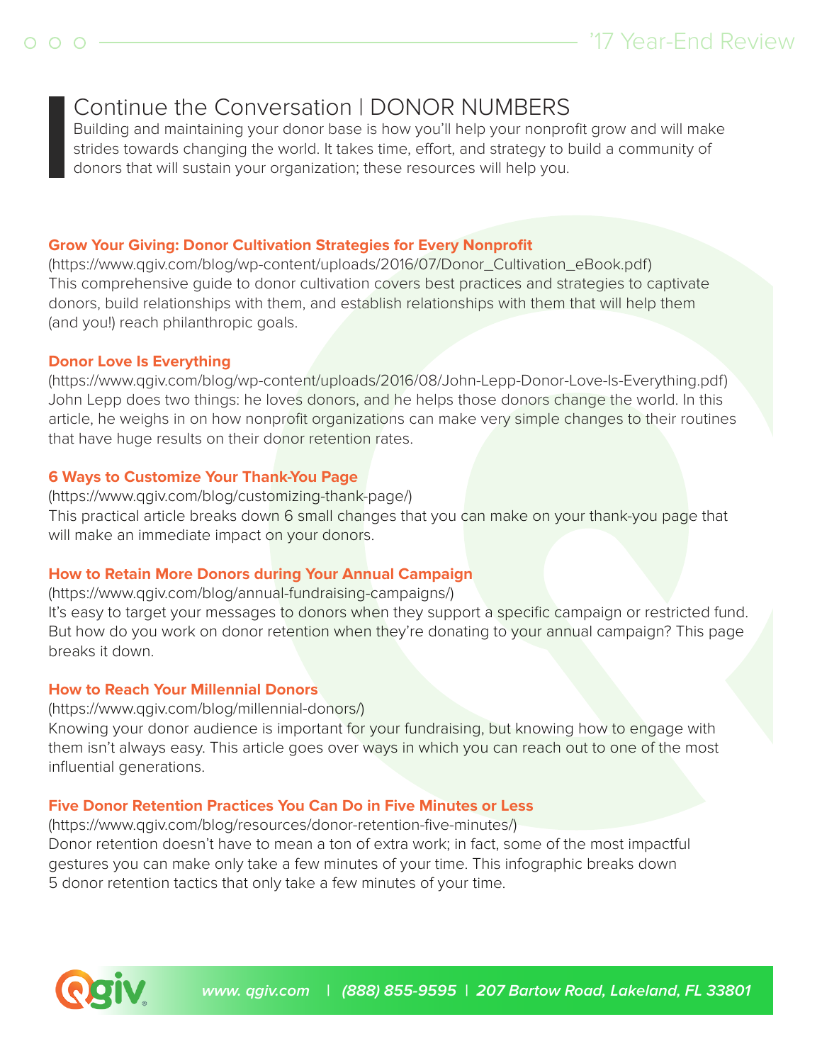# Continue the Conversation | DONOR NUMBERS

Building and maintaining your donor base is how you'll help your nonprofit grow and will make strides towards changing the world. It takes time, effort, and strategy to build a community of donors that will sustain your organization; these resources will help you.

**Grow Your Giving: Donor Cultivation Strategies for Every Nonprofit**
(https://www.qgiv.com/blog/wp-content/uploads/2016/07/Donor_Cultivation_eBook.pdf)
This comprehensive guide to donor cultivation covers best practices and strategies to captivate donors, build relationships with them, and establish relationships with them that will help them (and you!) reach philanthropic goals.

**Donor Love Is Everything**
(https://www.qgiv.com/blog/wp-content/uploads/2016/08/John-Lepp-Donor-Love-Is-Everything.pdf)
John Lepp does two things: he loves donors, and he helps those donors change the world. In this article, he weighs in on how nonprofit organizations can make very simple changes to their routines that have huge results on their donor retention rates.

**6 Ways to Customize Your Thank-You Page**
(https://www.qgiv.com/blog/customizing-thank-page/)
This practical article breaks down 6 small changes that you can make on your thank-you page that will make an immediate impact on your donors.

**How to Retain More Donors during Your Annual Campaign**
(https://www.qgiv.com/blog/annual-fundraising-campaigns/)
It's easy to target your messages to donors when they support a specific campaign or restricted fund. But how do you work on donor retention when they're donating to your annual campaign? This page breaks it down.

**How to Reach Your Millennial Donors**
(https://www.qgiv.com/blog/millennial-donors/)
Knowing your donor audience is important for your fundraising, but knowing how to engage with them isn't always easy. This article goes over ways in which you can reach out to one of the most influential generations.

**Five Donor Retention Practices You Can Do in Five Minutes or Less**
(https://www.qgiv.com/blog/resources/donor-retention-five-minutes/)
Donor retention doesn't have to mean a ton of extra work; in fact, some of the most impactful gestures you can make only take a few minutes of your time. This infographic breaks down 5 donor retention tactics that only take a few minutes of your time.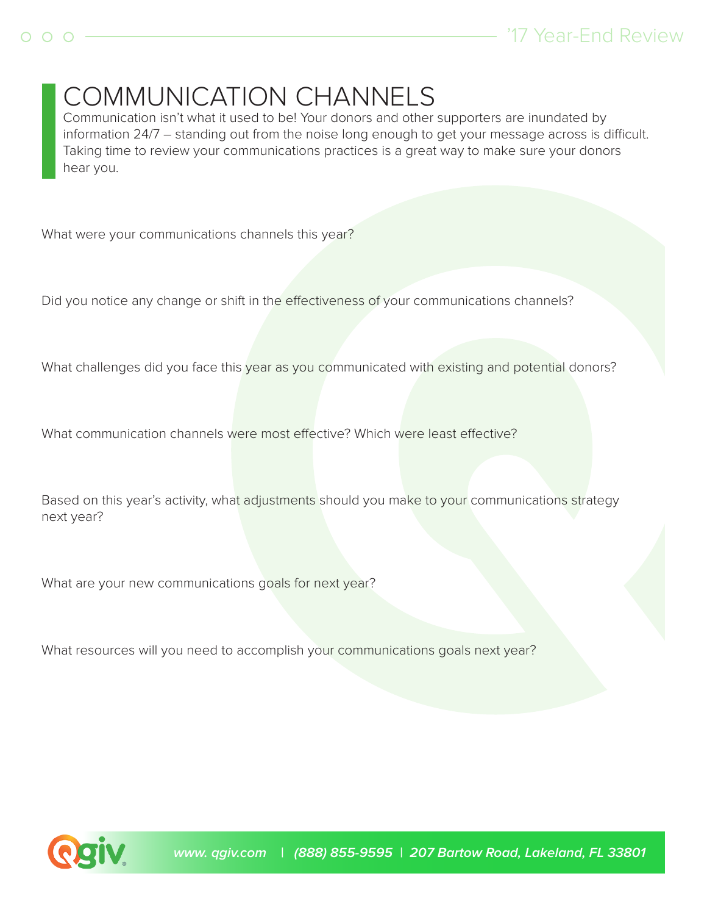# COMMUNICATION CHANNELS

Communication isn't what it used to be! Your donors and other supporters are inundated by information 24/7 – standing out from the noise long enough to get your message across is difficult. Taking time to review your communications practices is a great way to make sure your donors hear you.

What were your communications channels this year?

Did you notice any change or shift in the effectiveness of your communications channels?

What challenges did you face this year as you communicated with existing and potential donors?

What communication channels were most effective? Which were least effective?

Based on this year's activity, what adjustments should you make to your communications strategy next year?

What are your new communications goals for next year?

What resources will you need to accomplish your communications goals next year?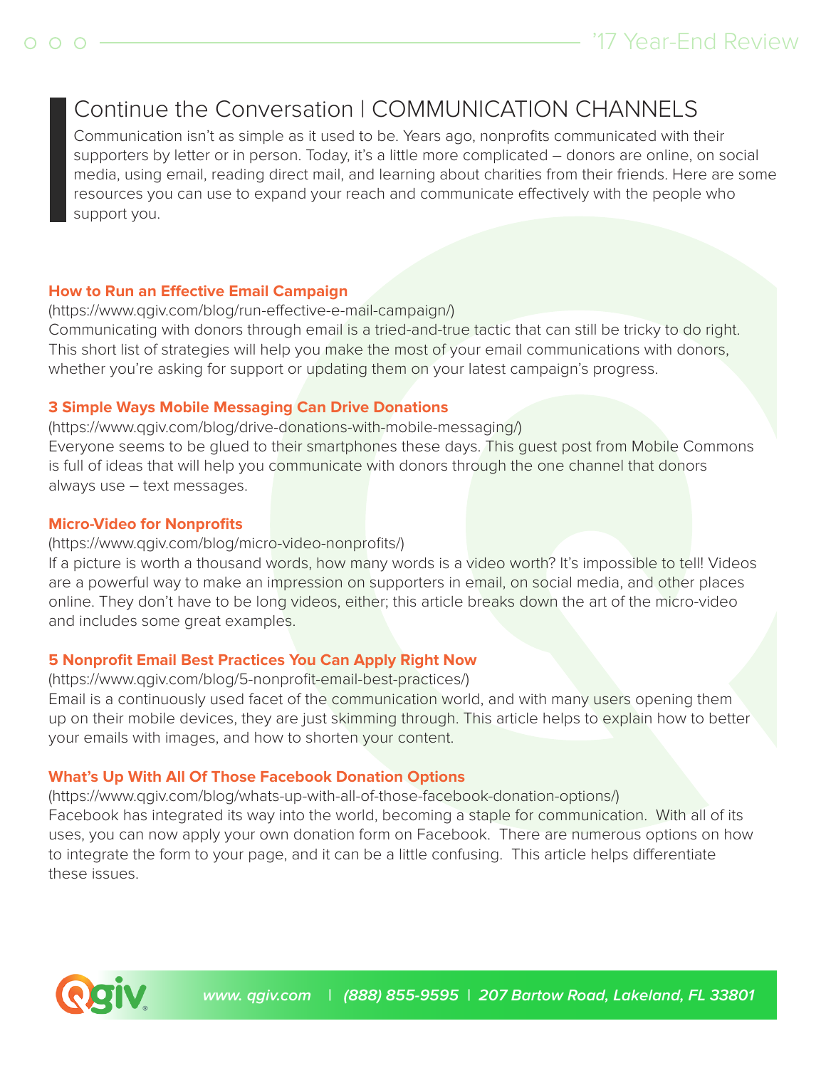## Continue the Conversation | COMMUNICATION CHANNELS

Communication isn't as simple as it used to be. Years ago, nonprofits communicated with their supporters by letter or in person. Today, it's a little more complicated – donors are online, on social media, using email, reading direct mail, and learning about charities from their friends. Here are some resources you can use to expand your reach and communicate effectively with the people who support you.

**How to Run an Effective Email Campaign**

(https://www.qgiv.com/blog/run-effective-e-mail-campaign/)

Communicating with donors through email is a tried-and-true tactic that can still be tricky to do right. This short list of strategies will help you make the most of your email communications with donors, whether you're asking for support or updating them on your latest campaign's progress.

**3 Simple Ways Mobile Messaging Can Drive Donations**

(https://www.qgiv.com/blog/drive-donations-with-mobile-messaging/)

Everyone seems to be glued to their smartphones these days. This guest post from Mobile Commons is full of ideas that will help you communicate with donors through the one channel that donors always use – text messages.

**Micro-Video for Nonprofits**

(https://www.qgiv.com/blog/micro-video-nonprofits/)

If a picture is worth a thousand words, how many words is a video worth? It's impossible to tell! Videos are a powerful way to make an impression on supporters in email, on social media, and other places online. They don't have to be long videos, either; this article breaks down the art of the micro-video and includes some great examples.

**5 Nonprofit Email Best Practices You Can Apply Right Now**

(https://www.qgiv.com/blog/5-nonprofit-email-best-practices/)

Email is a continuously used facet of the communication world, and with many users opening them up on their mobile devices, they are just skimming through. This article helps to explain how to better your emails with images, and how to shorten your content.

**What's Up With All Of Those Facebook Donation Options**

(https://www.qgiv.com/blog/whats-up-with-all-of-those-facebook-donation-options/)

Facebook has integrated its way into the world, becoming a staple for communication. With all of its uses, you can now apply your own donation form on Facebook. There are numerous options on how to integrate the form to your page, and it can be a little confusing. This article helps differentiate these issues.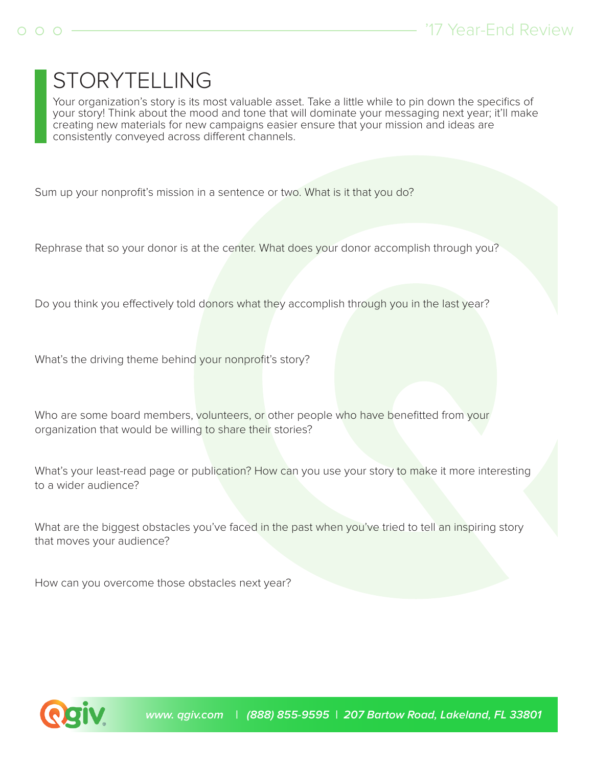# STORYTELLING

Your organization's story is its most valuable asset. Take a little while to pin down the specifics of your story! Think about the mood and tone that will dominate your messaging next year; it'll make creating new materials for new campaigns easier ensure that your mission and ideas are consistently conveyed across different channels.

Sum up your nonprofit's mission in a sentence or two. What is it that you do?

Rephrase that so your donor is at the center. What does your donor accomplish through you?

Do you think you effectively told donors what they accomplish through you in the last year?

What's the driving theme behind your nonprofit's story?

Who are some board members, volunteers, or other people who have benefitted from your organization that would be willing to share their stories?

What's your least-read page or publication? How can you use your story to make it more interesting to a wider audience?

What are the biggest obstacles you've faced in the past when you've tried to tell an inspiring story that moves your audience?

How can you overcome those obstacles next year?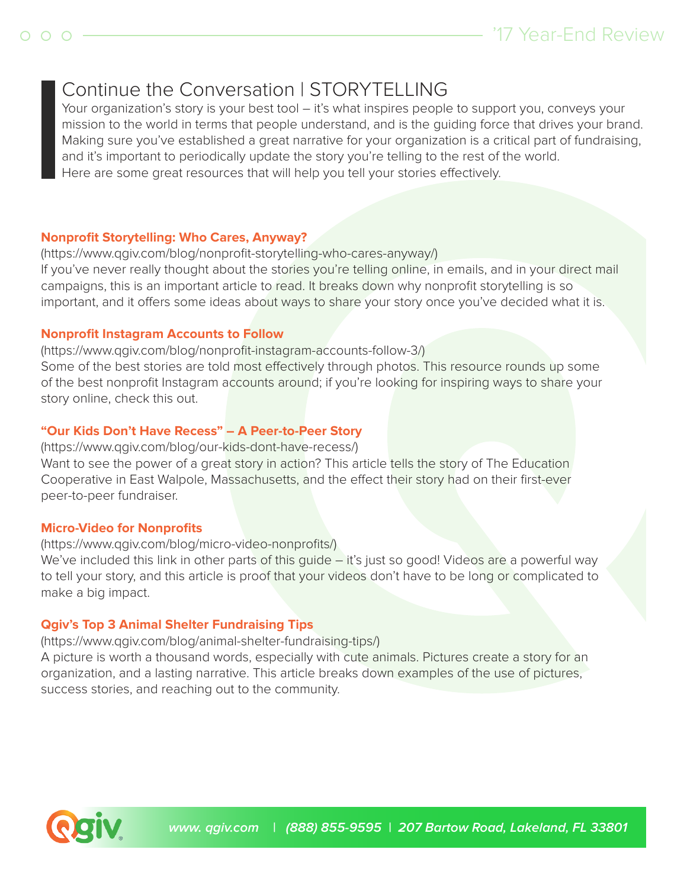## Continue the Conversation | STORYTELLING

Your organization's story is your best tool – it's what inspires people to support you, conveys your mission to the world in terms that people understand, and is the guiding force that drives your brand. Making sure you've established a great narrative for your organization is a critical part of fundraising, and it's important to periodically update the story you're telling to the rest of the world. Here are some great resources that will help you tell your stories effectively.

**Nonprofit Storytelling: Who Cares, Anyway?**

(https://www.qgiv.com/blog/nonprofit-storytelling-who-cares-anyway/)

If you've never really thought about the stories you're telling online, in emails, and in your direct mail campaigns, this is an important article to read. It breaks down why nonprofit storytelling is so important, and it offers some ideas about ways to share your story once you've decided what it is.

**Nonprofit Instagram Accounts to Follow**

(https://www.qgiv.com/blog/nonprofit-instagram-accounts-follow-3/)

Some of the best stories are told most effectively through photos. This resource rounds up some of the best nonprofit Instagram accounts around; if you're looking for inspiring ways to share your story online, check this out.

**"Our Kids Don't Have Recess" – A Peer-to-Peer Story**

(https://www.qgiv.com/blog/our-kids-dont-have-recess/)

Want to see the power of a great story in action? This article tells the story of The Education Cooperative in East Walpole, Massachusetts, and the effect their story had on their first-ever peer-to-peer fundraiser.

**Micro-Video for Nonprofits**

(https://www.qgiv.com/blog/micro-video-nonprofits/)

We've included this link in other parts of this guide – it's just so good! Videos are a powerful way to tell your story, and this article is proof that your videos don't have to be long or complicated to make a big impact.

**Qgiv's Top 3 Animal Shelter Fundraising Tips**

(https://www.qgiv.com/blog/animal-shelter-fundraising-tips/)

A picture is worth a thousand words, especially with cute animals. Pictures create a story for an organization, and a lasting narrative. This article breaks down examples of the use of pictures, success stories, and reaching out to the community.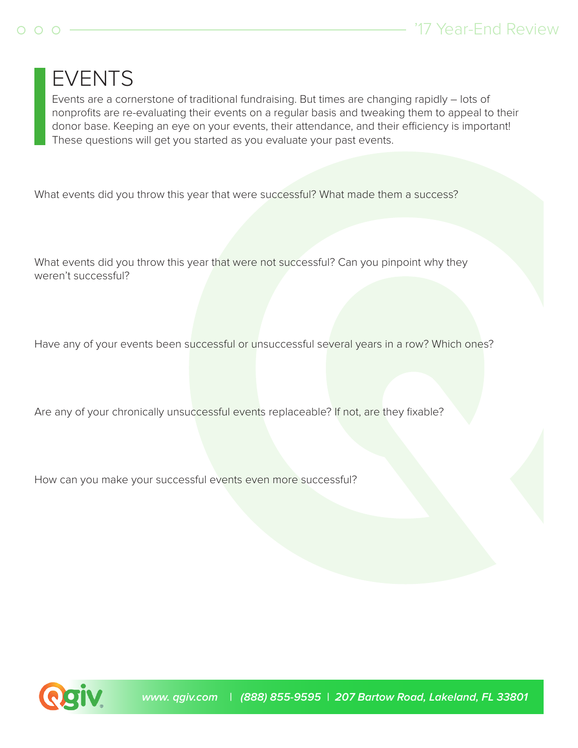# EVENTS

Events are a cornerstone of traditional fundraising. But times are changing rapidly – lots of nonprofits are re-evaluating their events on a regular basis and tweaking them to appeal to their donor base. Keeping an eye on your events, their attendance, and their efficiency is important! These questions will get you started as you evaluate your past events.

What events did you throw this year that were successful? What made them a success?

What events did you throw this year that were not successful? Can you pinpoint why they weren't successful?

Have any of your events been successful or unsuccessful several years in a row? Which ones?

Are any of your chronically unsuccessful events replaceable? If not, are they fixable?

How can you make your successful events even more successful?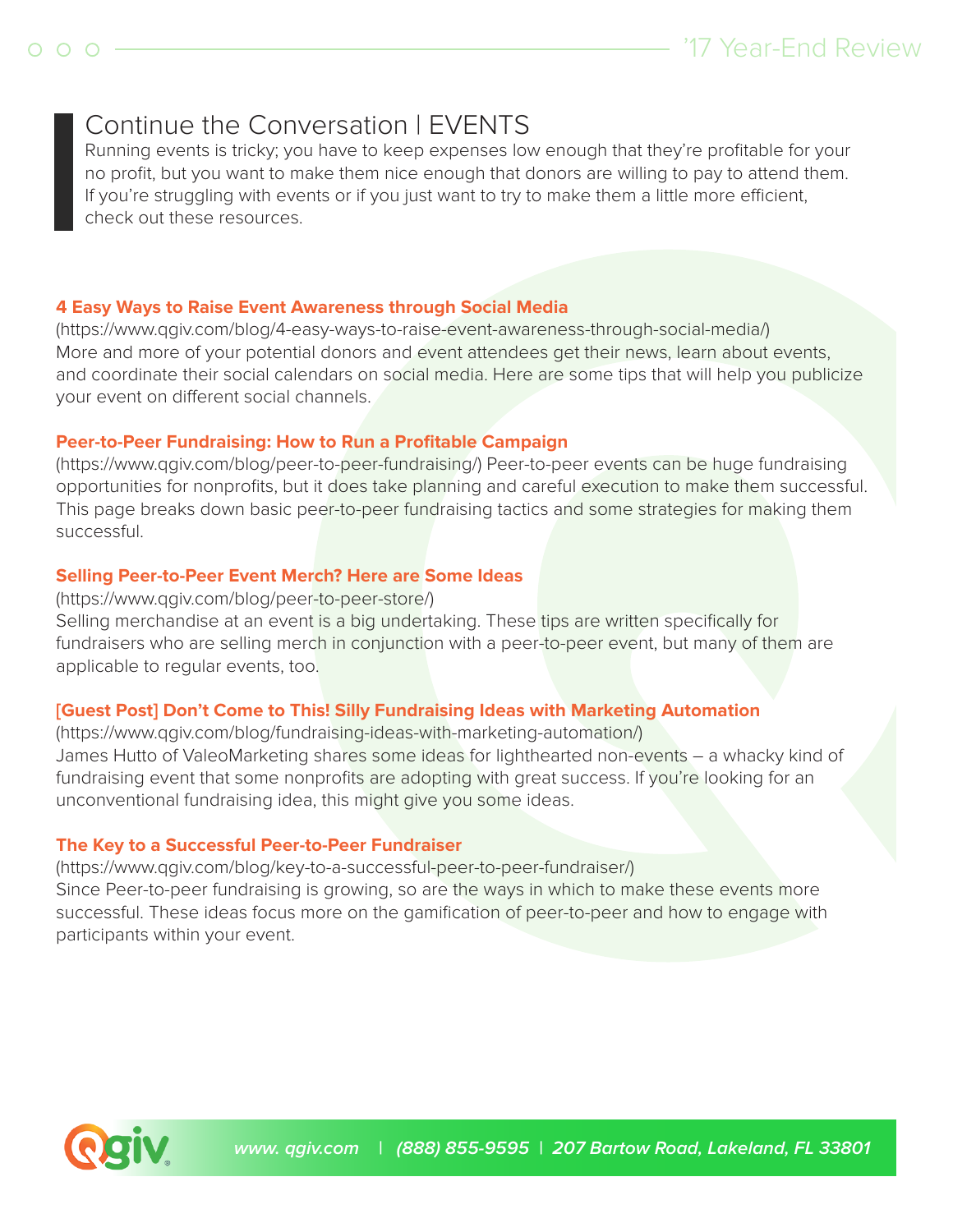# Continue the Conversation | EVENTS

Running events is tricky; you have to keep expenses low enough that they're profitable for your no profit, but you want to make them nice enough that donors are willing to pay to attend them. If you're struggling with events or if you just want to try to make them a little more efficient, check out these resources.

**4 Easy Ways to Raise Event Awareness through Social Media**
(https://www.qgiv.com/blog/4-easy-ways-to-raise-event-awareness-through-social-media/)
More and more of your potential donors and event attendees get their news, learn about events, and coordinate their social calendars on social media. Here are some tips that will help you publicize your event on different social channels.

**Peer-to-Peer Fundraising: How to Run a Profitable Campaign**
(https://www.qgiv.com/blog/peer-to-peer-fundraising/) Peer-to-peer events can be huge fundraising opportunities for nonprofits, but it does take planning and careful execution to make them successful. This page breaks down basic peer-to-peer fundraising tactics and some strategies for making them successful.

**Selling Peer-to-Peer Event Merch? Here are Some Ideas**
(https://www.qgiv.com/blog/peer-to-peer-store/)
Selling merchandise at an event is a big undertaking. These tips are written specifically for fundraisers who are selling merch in conjunction with a peer-to-peer event, but many of them are applicable to regular events, too.

**[Guest Post] Don't Come to This! Silly Fundraising Ideas with Marketing Automation**
(https://www.qgiv.com/blog/fundraising-ideas-with-marketing-automation/)
James Hutto of ValeoMarketing shares some ideas for lighthearted non-events – a whacky kind of fundraising event that some nonprofits are adopting with great success. If you're looking for an unconventional fundraising idea, this might give you some ideas.

**The Key to a Successful Peer-to-Peer Fundraiser**
(https://www.qgiv.com/blog/key-to-a-successful-peer-to-peer-fundraiser/)
Since Peer-to-peer fundraising is growing, so are the ways in which to make these events more successful. These ideas focus more on the gamification of peer-to-peer and how to engage with participants within your event.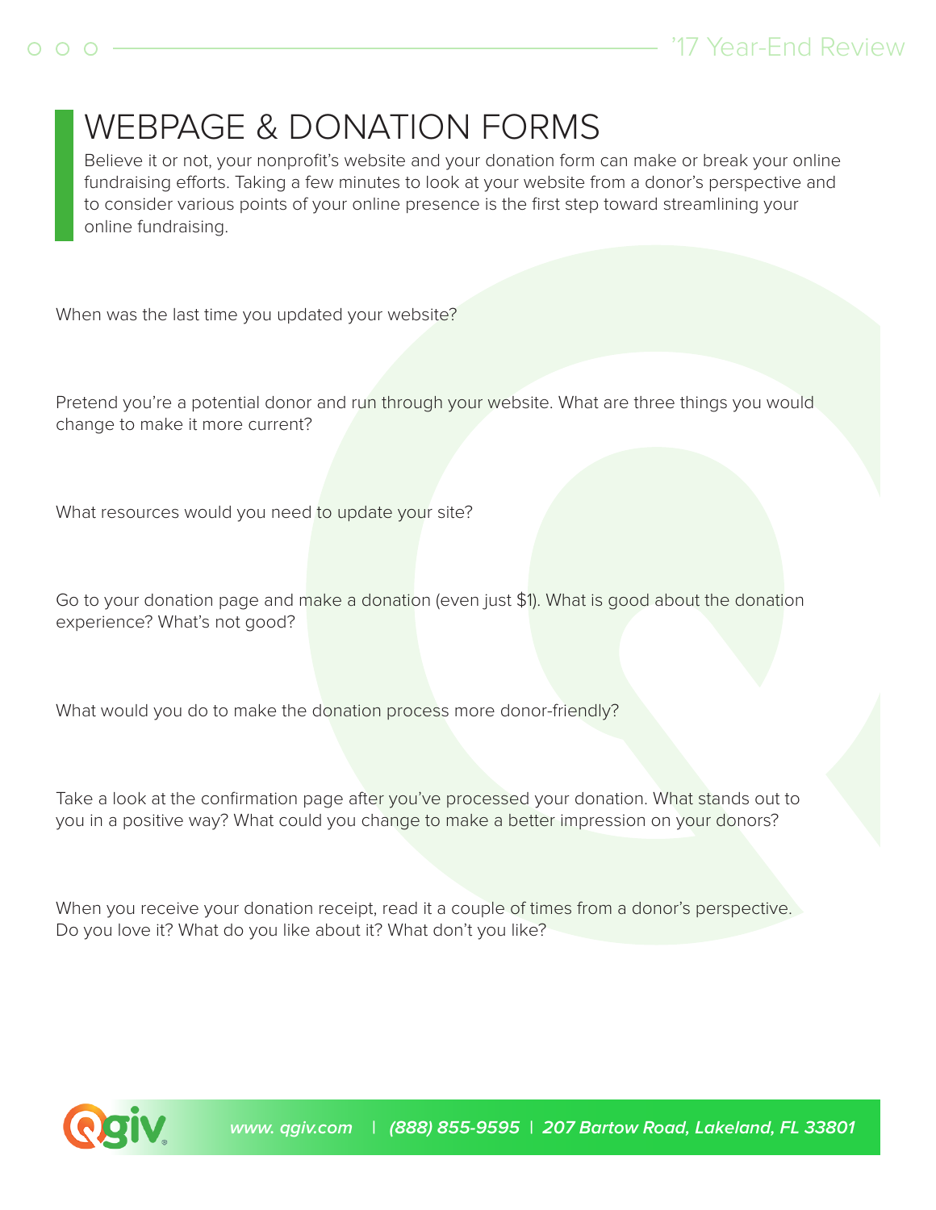# WEBPAGE & DONATION FORMS

Believe it or not, your nonprofit's website and your donation form can make or break your online fundraising efforts. Taking a few minutes to look at your website from a donor's perspective and to consider various points of your online presence is the first step toward streamlining your online fundraising.

When was the last time you updated your website?

Pretend you're a potential donor and run through your website. What are three things you would change to make it more current?

What resources would you need to update your site?

Go to your donation page and make a donation (even just $1). What is good about the donation experience? What's not good?

What would you do to make the donation process more donor-friendly?

Take a look at the confirmation page after you've processed your donation. What stands out to you in a positive way? What could you change to make a better impression on your donors?

When you receive your donation receipt, read it a couple of times from a donor's perspective. Do you love it? What do you like about it? What don't you like?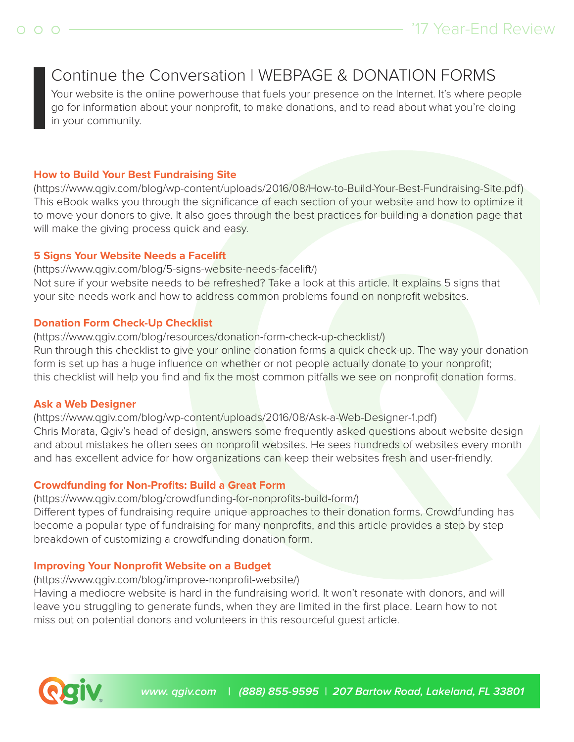## Continue the Conversation | WEBPAGE & DONATION FORMS

Your website is the online powerhouse that fuels your presence on the Internet. It's where people go for information about your nonprofit, to make donations, and to read about what you're doing in your community.

### How to Build Your Best Fundraising Site

(https://www.qgiv.com/blog/wp-content/uploads/2016/08/How-to-Build-Your-Best-Fundraising-Site.pdf)
This eBook walks you through the significance of each section of your website and how to optimize it to move your donors to give. It also goes through the best practices for building a donation page that will make the giving process quick and easy.

### 5 Signs Your Website Needs a Facelift

(https://www.qgiv.com/blog/5-signs-website-needs-facelift/)
Not sure if your website needs to be refreshed? Take a look at this article. It explains 5 signs that your site needs work and how to address common problems found on nonprofit websites.

### Donation Form Check-Up Checklist

(https://www.qgiv.com/blog/resources/donation-form-check-up-checklist/)
Run through this checklist to give your online donation forms a quick check-up. The way your donation form is set up has a huge influence on whether or not people actually donate to your nonprofit; this checklist will help you find and fix the most common pitfalls we see on nonprofit donation forms.

### Ask a Web Designer

(https://www.qgiv.com/blog/wp-content/uploads/2016/08/Ask-a-Web-Designer-1.pdf)
Chris Morata, Qgiv's head of design, answers some frequently asked questions about website design and about mistakes he often sees on nonprofit websites. He sees hundreds of websites every month and has excellent advice for how organizations can keep their websites fresh and user-friendly.

### Crowdfunding for Non-Profits: Build a Great Form

(https://www.qgiv.com/blog/crowdfunding-for-nonprofits-build-form/)
Different types of fundraising require unique approaches to their donation forms. Crowdfunding has become a popular type of fundraising for many nonprofits, and this article provides a step by step breakdown of customizing a crowdfunding donation form.

### Improving Your Nonprofit Website on a Budget

(https://www.qgiv.com/blog/improve-nonprofit-website/)
Having a mediocre website is hard in the fundraising world. It won't resonate with donors, and will leave you struggling to generate funds, when they are limited in the first place. Learn how to not miss out on potential donors and volunteers in this resourceful guest article.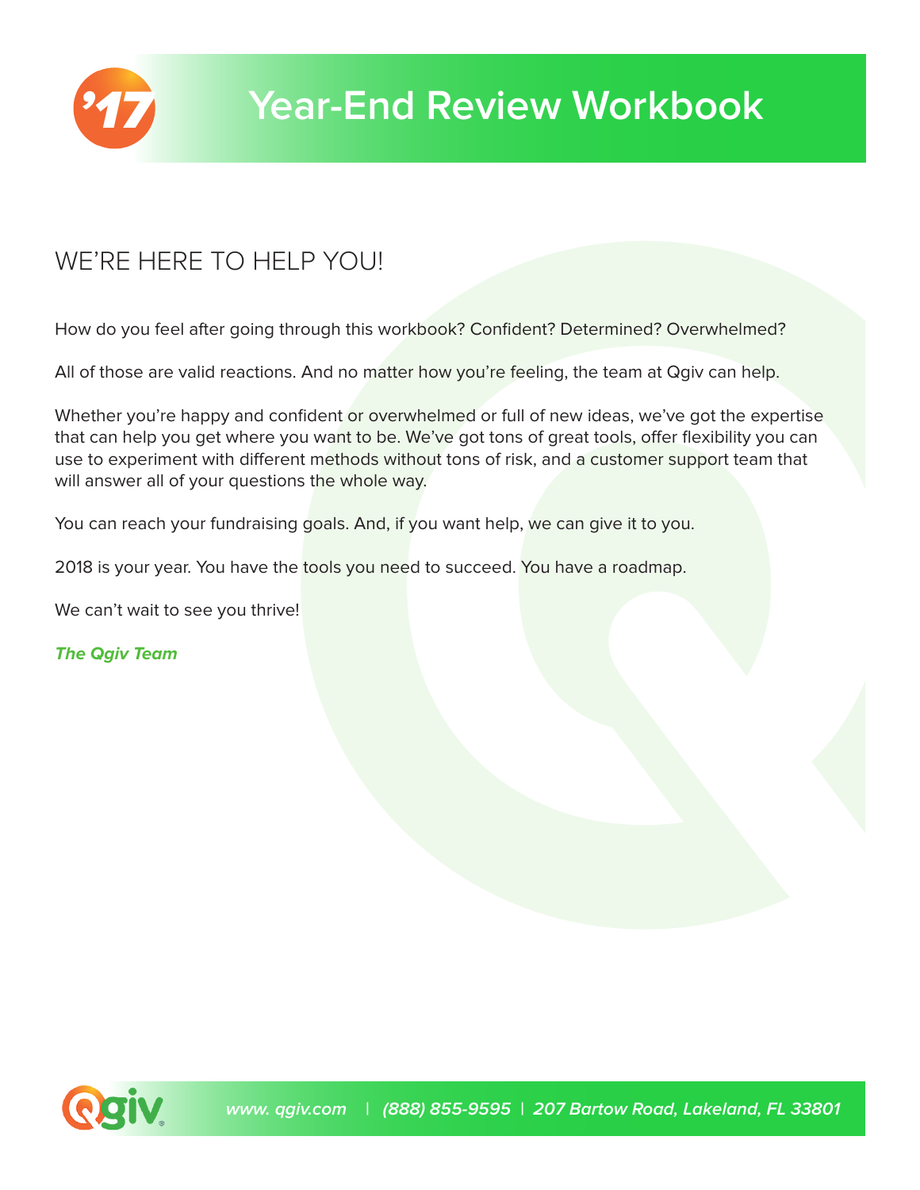# Year-End Review Workbook

## WE'RE HERE TO HELP YOU!

How do you feel after going through this workbook? Confident? Determined? Overwhelmed?

All of those are valid reactions. And no matter how you're feeling, the team at Qgiv can help.

Whether you're happy and confident or overwhelmed or full of new ideas, we've got the expertise that can help you get where you want to be. We've got tons of great tools, offer flexibility you can use to experiment with different methods without tons of risk, and a customer support team that will answer all of your questions the whole way.

You can reach your fundraising goals. And, if you want help, we can give it to you.

2018 is your year. You have the tools you need to succeed. You have a roadmap.

We can't wait to see you thrive!

***The Qgiv Team***

*www. qgiv.com | (888) 855-9595 | 207 Bartow Road, Lakeland, FL 33801*